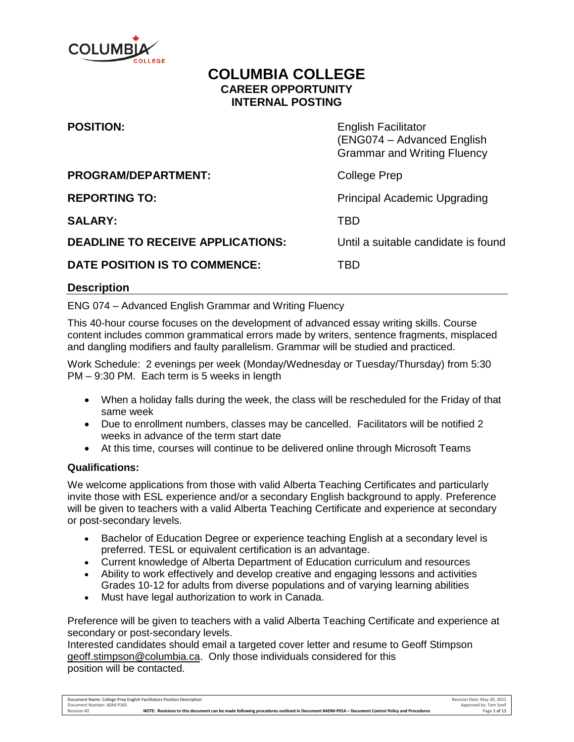# COLUMBIA COLLEGE
## CAREER OPPORTUNITY
## INTERNAL POSTING

| | |
|---|---|
| **POSITION:** | English Facilitator (ENG074 – Advanced English Grammar and Writing Fluency |
| **PROGRAM/DEPARTMENT:** | College Prep |
| **REPORTING TO:** | Principal Academic Upgrading |
| **SALARY:** | TBD |
| **DEADLINE TO RECEIVE APPLICATIONS:** | Until a suitable candidate is found |
| **DATE POSITION IS TO COMMENCE:** | TBD |

## Description

ENG 074 – Advanced English Grammar and Writing Fluency

This 40-hour course focuses on the development of advanced essay writing skills. Course content includes common grammatical errors made by writers, sentence fragments, misplaced and dangling modifiers and faulty parallelism. Grammar will be studied and practiced.

Work Schedule: 2 evenings per week (Monday/Wednesday or Tuesday/Thursday) from 5:30 PM – 9:30 PM. Each term is 5 weeks in length

- When a holiday falls during the week, the class will be rescheduled for the Friday of that same week
- Due to enrollment numbers, classes may be cancelled. Facilitators will be notified 2 weeks in advance of the term start date
- At this time, courses will continue to be delivered online through Microsoft Teams

### Qualifications:

We welcome applications from those with valid Alberta Teaching Certificates and particularly invite those with ESL experience and/or a secondary English background to apply. Preference will be given to teachers with a valid Alberta Teaching Certificate and experience at secondary or post-secondary levels.

- Bachelor of Education Degree or experience teaching English at a secondary level is preferred. TESL or equivalent certification is an advantage.
- Current knowledge of Alberta Department of Education curriculum and resources
- Ability to work effectively and develop creative and engaging lessons and activities Grades 10-12 for adults from diverse populations and of varying learning abilities
- Must have legal authorization to work in Canada.

Preference will be given to teachers with a valid Alberta Teaching Certificate and experience at secondary or post-secondary levels.
Interested candidates should email a targeted cover letter and resume to Geoff Stimpson geoff.stimpson@columbia.ca. Only those individuals considered for this position will be contacted.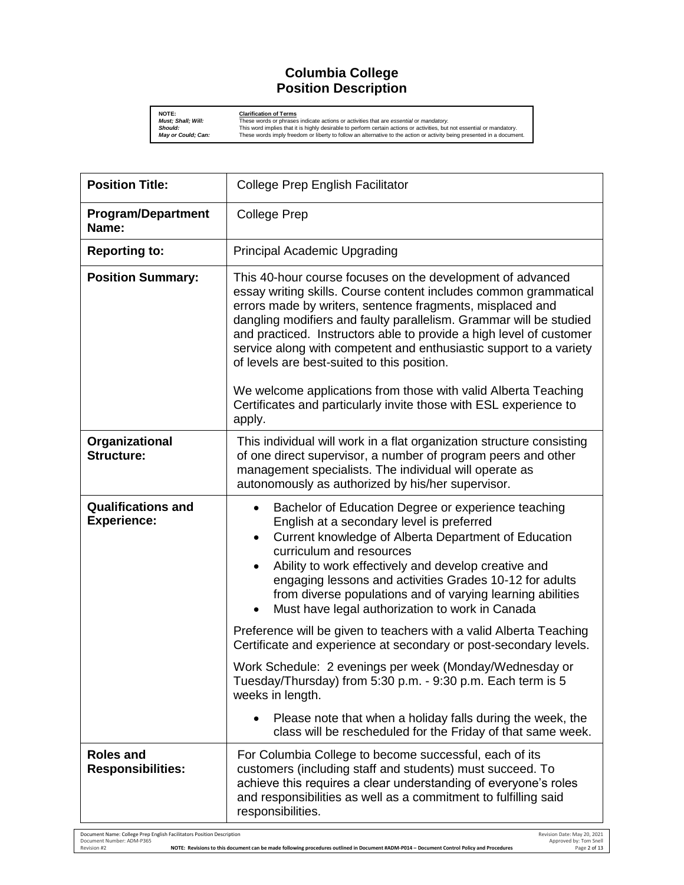# Columbia College
# Position Description

| NOTE: | Clarification of Terms |
|---|---|
| *Must; Shall; Will:* | These words or phrases indicate actions or activities that are *essential* or *mandatory.* |
| *Should:* | This word implies that it is highly desirable to perform certain actions or activities, but not essential or mandatory. |
| *May or Could; Can:* | These words imply freedom or liberty to follow an alternative to the action or activity being presented in a document. |

| | |
|---|---|
| **Position Title:** | College Prep English Facilitator |
| **Program/Department Name:** | College Prep |
| **Reporting to:** | Principal Academic Upgrading |
| **Position Summary:** | This 40-hour course focuses on the development of advanced essay writing skills. Course content includes common grammatical errors made by writers, sentence fragments, misplaced and dangling modifiers and faulty parallelism. Grammar will be studied and practiced. Instructors able to provide a high level of customer service along with competent and enthusiastic support to a variety of levels are best-suited to this position.<br><br>We welcome applications from those with valid Alberta Teaching Certificates and particularly invite those with ESL experience to apply. |
| **Organizational Structure:** | This individual will work in a flat organization structure consisting of one direct supervisor, a number of program peers and other management specialists. The individual will operate as autonomously as authorized by his/her supervisor. |
| **Qualifications and Experience:** | • Bachelor of Education Degree or experience teaching English at a secondary level is preferred<br>• Current knowledge of Alberta Department of Education curriculum and resources<br>• Ability to work effectively and develop creative and engaging lessons and activities Grades 10-12 for adults from diverse populations and of varying learning abilities<br>• Must have legal authorization to work in Canada<br><br>Preference will be given to teachers with a valid Alberta Teaching Certificate and experience at secondary or post-secondary levels.<br><br>Work Schedule: 2 evenings per week (Monday/Wednesday or Tuesday/Thursday) from 5:30 p.m. - 9:30 p.m. Each term is 5 weeks in length.<br><br>• Please note that when a holiday falls during the week, the class will be rescheduled for the Friday of that same week. |
| **Roles and Responsibilities:** | For Columbia College to become successful, each of its customers (including staff and students) must succeed. To achieve this requires a clear understanding of everyone's roles and responsibilities as well as a commitment to fulfilling said responsibilities. |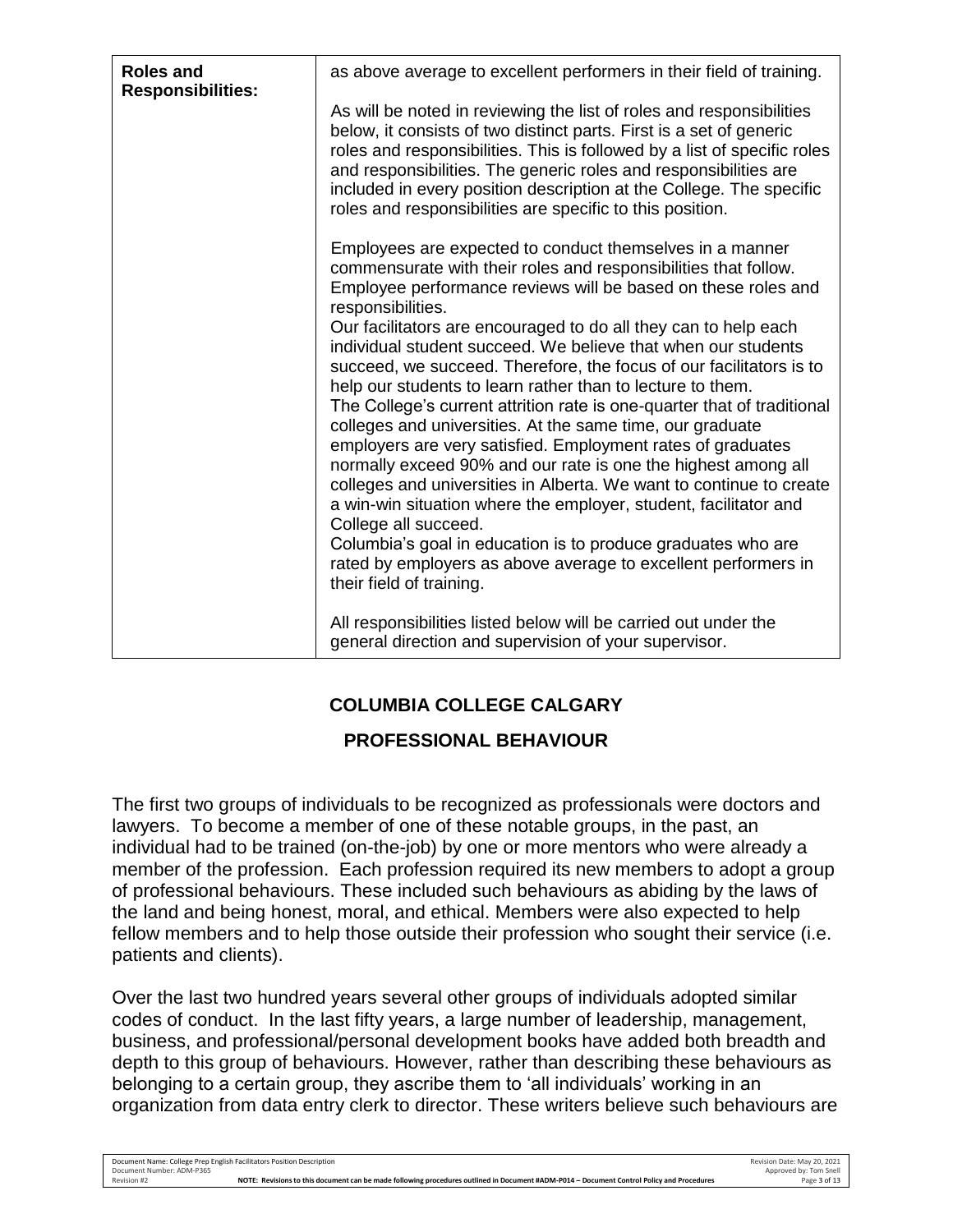| **Roles and Responsibilities:** | as above average to excellent performers in their field of training.<br><br>As will be noted in reviewing the list of roles and responsibilities below, it consists of two distinct parts. First is a set of generic roles and responsibilities. This is followed by a list of specific roles and responsibilities. The generic roles and responsibilities are included in every position description at the College. The specific roles and responsibilities are specific to this position.<br><br>Employees are expected to conduct themselves in a manner commensurate with their roles and responsibilities that follow. Employee performance reviews will be based on these roles and responsibilities.<br>Our facilitators are encouraged to do all they can to help each individual student succeed. We believe that when our students succeed, we succeed. Therefore, the focus of our facilitators is to help our students to learn rather than to lecture to them.<br>The College's current attrition rate is one-quarter that of traditional colleges and universities. At the same time, our graduate employers are very satisfied. Employment rates of graduates normally exceed 90% and our rate is one the highest among all colleges and universities in Alberta. We want to continue to create a win-win situation where the employer, student, facilitator and College all succeed.<br>Columbia's goal in education is to produce graduates who are rated by employers as above average to excellent performers in their field of training.<br><br>All responsibilities listed below will be carried out under the general direction and supervision of your supervisor. |
|---|---|

## COLUMBIA COLLEGE CALGARY

## PROFESSIONAL BEHAVIOUR

The first two groups of individuals to be recognized as professionals were doctors and lawyers. To become a member of one of these notable groups, in the past, an individual had to be trained (on-the-job) by one or more mentors who were already a member of the profession. Each profession required its new members to adopt a group of professional behaviours. These included such behaviours as abiding by the laws of the land and being honest, moral, and ethical. Members were also expected to help fellow members and to help those outside their profession who sought their service (i.e. patients and clients).

Over the last two hundred years several other groups of individuals adopted similar codes of conduct. In the last fifty years, a large number of leadership, management, business, and professional/personal development books have added both breadth and depth to this group of behaviours. However, rather than describing these behaviours as belonging to a certain group, they ascribe them to 'all individuals' working in an organization from data entry clerk to director. These writers believe such behaviours are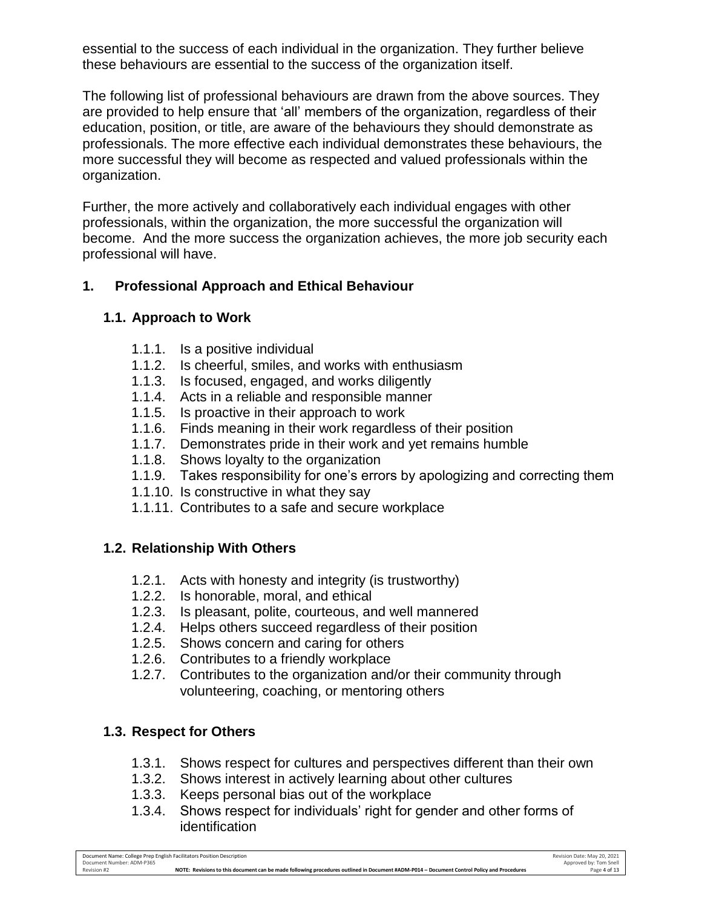essential to the success of each individual in the organization. They further believe these behaviours are essential to the success of the organization itself.

The following list of professional behaviours are drawn from the above sources. They are provided to help ensure that 'all' members of the organization, regardless of their education, position, or title, are aware of the behaviours they should demonstrate as professionals. The more effective each individual demonstrates these behaviours, the more successful they will become as respected and valued professionals within the organization.

Further, the more actively and collaboratively each individual engages with other professionals, within the organization, the more successful the organization will become. And the more success the organization achieves, the more job security each professional will have.

## 1. Professional Approach and Ethical Behaviour

### 1.1. Approach to Work

- 1.1.1. Is a positive individual
- 1.1.2. Is cheerful, smiles, and works with enthusiasm
- 1.1.3. Is focused, engaged, and works diligently
- 1.1.4. Acts in a reliable and responsible manner
- 1.1.5. Is proactive in their approach to work
- 1.1.6. Finds meaning in their work regardless of their position
- 1.1.7. Demonstrates pride in their work and yet remains humble
- 1.1.8. Shows loyalty to the organization
- 1.1.9. Takes responsibility for one's errors by apologizing and correcting them
- 1.1.10. Is constructive in what they say
- 1.1.11. Contributes to a safe and secure workplace

### 1.2. Relationship With Others

- 1.2.1. Acts with honesty and integrity (is trustworthy)
- 1.2.2. Is honorable, moral, and ethical
- 1.2.3. Is pleasant, polite, courteous, and well mannered
- 1.2.4. Helps others succeed regardless of their position
- 1.2.5. Shows concern and caring for others
- 1.2.6. Contributes to a friendly workplace
- 1.2.7. Contributes to the organization and/or their community through volunteering, coaching, or mentoring others

### 1.3. Respect for Others

- 1.3.1. Shows respect for cultures and perspectives different than their own
- 1.3.2. Shows interest in actively learning about other cultures
- 1.3.3. Keeps personal bias out of the workplace
- 1.3.4. Shows respect for individuals' right for gender and other forms of identification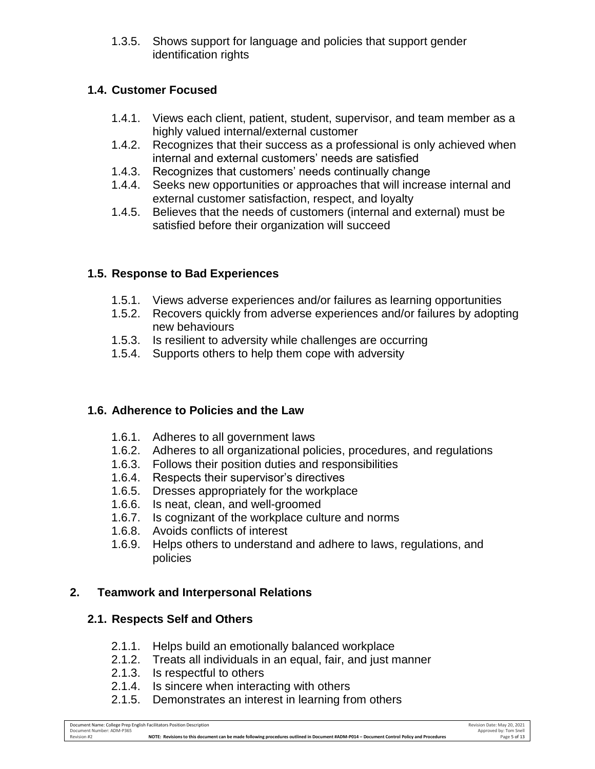1.3.5. Shows support for language and policies that support gender identification rights

### 1.4. Customer Focused

1.4.1. Views each client, patient, student, supervisor, and team member as a highly valued internal/external customer
1.4.2. Recognizes that their success as a professional is only achieved when internal and external customers' needs are satisfied
1.4.3. Recognizes that customers' needs continually change
1.4.4. Seeks new opportunities or approaches that will increase internal and external customer satisfaction, respect, and loyalty
1.4.5. Believes that the needs of customers (internal and external) must be satisfied before their organization will succeed

### 1.5. Response to Bad Experiences

1.5.1. Views adverse experiences and/or failures as learning opportunities
1.5.2. Recovers quickly from adverse experiences and/or failures by adopting new behaviours
1.5.3. Is resilient to adversity while challenges are occurring
1.5.4. Supports others to help them cope with adversity

### 1.6. Adherence to Policies and the Law

1.6.1. Adheres to all government laws
1.6.2. Adheres to all organizational policies, procedures, and regulations
1.6.3. Follows their position duties and responsibilities
1.6.4. Respects their supervisor's directives
1.6.5. Dresses appropriately for the workplace
1.6.6. Is neat, clean, and well-groomed
1.6.7. Is cognizant of the workplace culture and norms
1.6.8. Avoids conflicts of interest
1.6.9. Helps others to understand and adhere to laws, regulations, and policies

## 2. Teamwork and Interpersonal Relations

### 2.1. Respects Self and Others

2.1.1. Helps build an emotionally balanced workplace
2.1.2. Treats all individuals in an equal, fair, and just manner
2.1.3. Is respectful to others
2.1.4. Is sincere when interacting with others
2.1.5. Demonstrates an interest in learning from others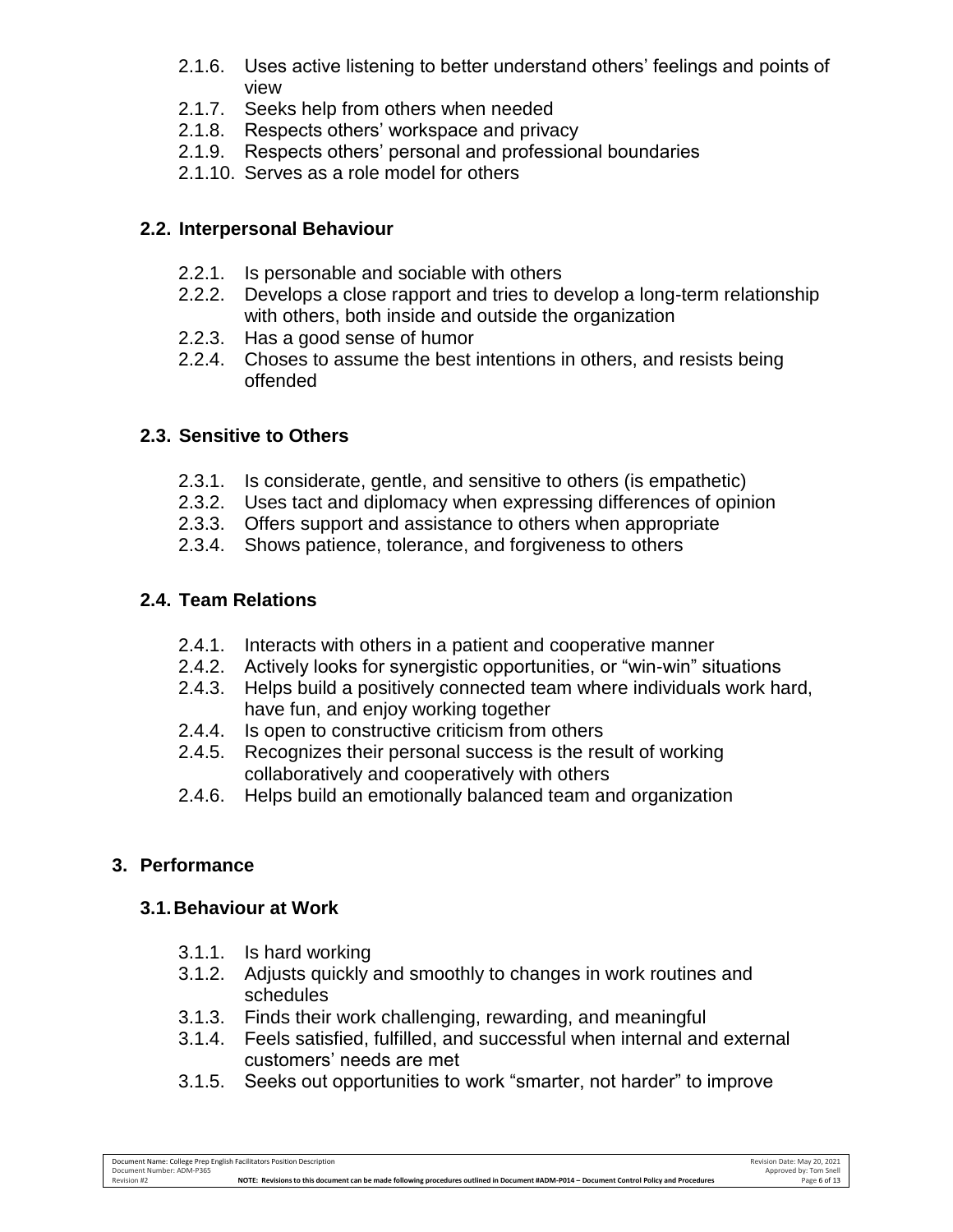2.1.6. Uses active listening to better understand others' feelings and points of view
2.1.7. Seeks help from others when needed
2.1.8. Respects others' workspace and privacy
2.1.9. Respects others' personal and professional boundaries
2.1.10. Serves as a role model for others

### 2.2. Interpersonal Behaviour

2.2.1. Is personable and sociable with others
2.2.2. Develops a close rapport and tries to develop a long-term relationship with others, both inside and outside the organization
2.2.3. Has a good sense of humor
2.2.4. Choses to assume the best intentions in others, and resists being offended

### 2.3. Sensitive to Others

2.3.1. Is considerate, gentle, and sensitive to others (is empathetic)
2.3.2. Uses tact and diplomacy when expressing differences of opinion
2.3.3. Offers support and assistance to others when appropriate
2.3.4. Shows patience, tolerance, and forgiveness to others

### 2.4. Team Relations

2.4.1. Interacts with others in a patient and cooperative manner
2.4.2. Actively looks for synergistic opportunities, or "win-win" situations
2.4.3. Helps build a positively connected team where individuals work hard, have fun, and enjoy working together
2.4.4. Is open to constructive criticism from others
2.4.5. Recognizes their personal success is the result of working collaboratively and cooperatively with others
2.4.6. Helps build an emotionally balanced team and organization

## 3. Performance

### 3.1. Behaviour at Work

3.1.1. Is hard working
3.1.2. Adjusts quickly and smoothly to changes in work routines and schedules
3.1.3. Finds their work challenging, rewarding, and meaningful
3.1.4. Feels satisfied, fulfilled, and successful when internal and external customers' needs are met
3.1.5. Seeks out opportunities to work "smarter, not harder" to improve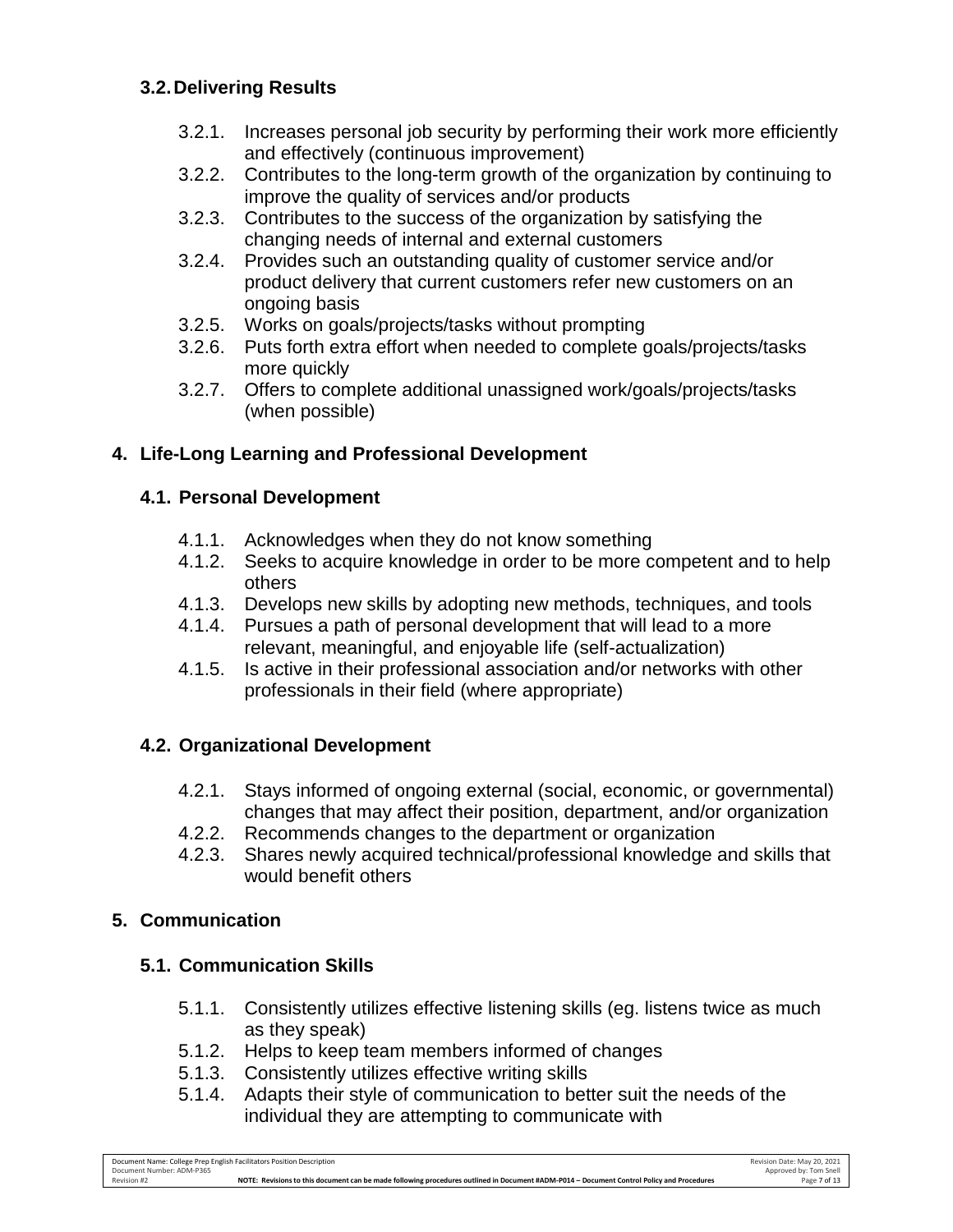### 3.2. Delivering Results

- 3.2.1. Increases personal job security by performing their work more efficiently and effectively (continuous improvement)
- 3.2.2. Contributes to the long-term growth of the organization by continuing to improve the quality of services and/or products
- 3.2.3. Contributes to the success of the organization by satisfying the changing needs of internal and external customers
- 3.2.4. Provides such an outstanding quality of customer service and/or product delivery that current customers refer new customers on an ongoing basis
- 3.2.5. Works on goals/projects/tasks without prompting
- 3.2.6. Puts forth extra effort when needed to complete goals/projects/tasks more quickly
- 3.2.7. Offers to complete additional unassigned work/goals/projects/tasks (when possible)

## 4. Life-Long Learning and Professional Development

### 4.1. Personal Development

- 4.1.1. Acknowledges when they do not know something
- 4.1.2. Seeks to acquire knowledge in order to be more competent and to help others
- 4.1.3. Develops new skills by adopting new methods, techniques, and tools
- 4.1.4. Pursues a path of personal development that will lead to a more relevant, meaningful, and enjoyable life (self-actualization)
- 4.1.5. Is active in their professional association and/or networks with other professionals in their field (where appropriate)

### 4.2. Organizational Development

- 4.2.1. Stays informed of ongoing external (social, economic, or governmental) changes that may affect their position, department, and/or organization
- 4.2.2. Recommends changes to the department or organization
- 4.2.3. Shares newly acquired technical/professional knowledge and skills that would benefit others

## 5. Communication

### 5.1. Communication Skills

- 5.1.1. Consistently utilizes effective listening skills (eg. listens twice as much as they speak)
- 5.1.2. Helps to keep team members informed of changes
- 5.1.3. Consistently utilizes effective writing skills
- 5.1.4. Adapts their style of communication to better suit the needs of the individual they are attempting to communicate with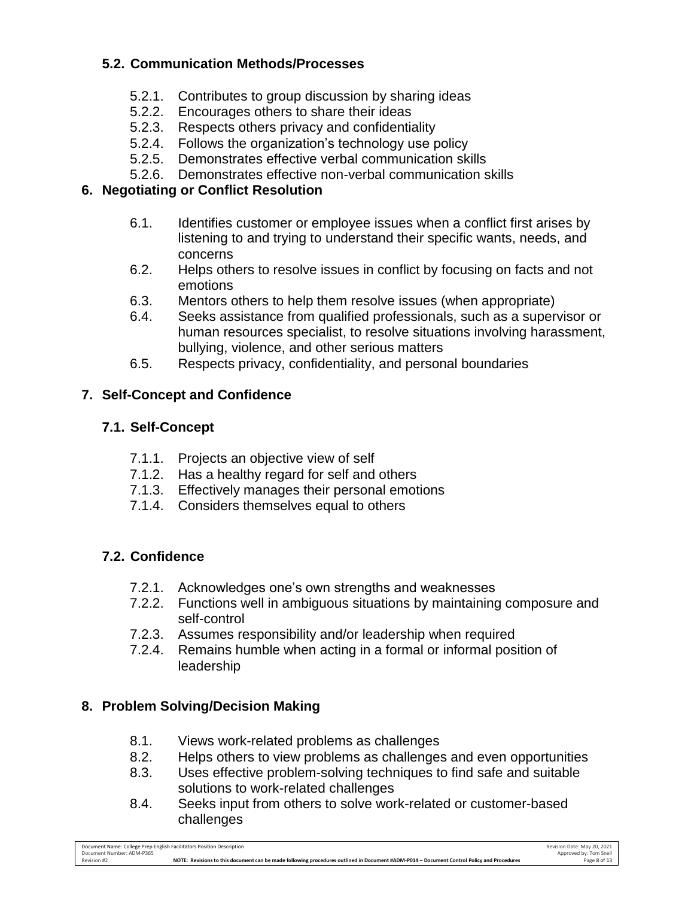### 5.2. Communication Methods/Processes

- 5.2.1. Contributes to group discussion by sharing ideas
- 5.2.2. Encourages others to share their ideas
- 5.2.3. Respects others privacy and confidentiality
- 5.2.4. Follows the organization's technology use policy
- 5.2.5. Demonstrates effective verbal communication skills
- 5.2.6. Demonstrates effective non-verbal communication skills

## 6. Negotiating or Conflict Resolution

- 6.1. Identifies customer or employee issues when a conflict first arises by listening to and trying to understand their specific wants, needs, and concerns
- 6.2. Helps others to resolve issues in conflict by focusing on facts and not emotions
- 6.3. Mentors others to help them resolve issues (when appropriate)
- 6.4. Seeks assistance from qualified professionals, such as a supervisor or human resources specialist, to resolve situations involving harassment, bullying, violence, and other serious matters
- 6.5. Respects privacy, confidentiality, and personal boundaries

## 7. Self-Concept and Confidence

### 7.1. Self-Concept

- 7.1.1. Projects an objective view of self
- 7.1.2. Has a healthy regard for self and others
- 7.1.3. Effectively manages their personal emotions
- 7.1.4. Considers themselves equal to others

### 7.2. Confidence

- 7.2.1. Acknowledges one's own strengths and weaknesses
- 7.2.2. Functions well in ambiguous situations by maintaining composure and self-control
- 7.2.3. Assumes responsibility and/or leadership when required
- 7.2.4. Remains humble when acting in a formal or informal position of leadership

## 8. Problem Solving/Decision Making

- 8.1. Views work-related problems as challenges
- 8.2. Helps others to view problems as challenges and even opportunities
- 8.3. Uses effective problem-solving techniques to find safe and suitable solutions to work-related challenges
- 8.4. Seeks input from others to solve work-related or customer-based challenges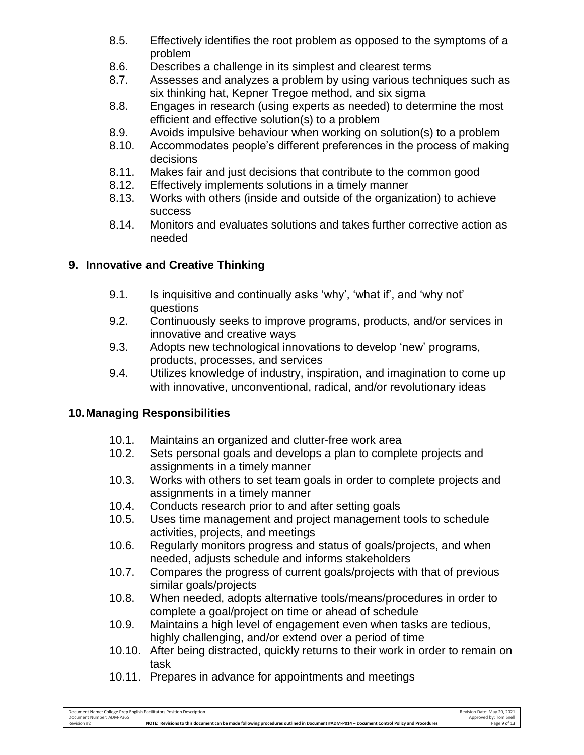8.5. Effectively identifies the root problem as opposed to the symptoms of a problem

8.6. Describes a challenge in its simplest and clearest terms

8.7. Assesses and analyzes a problem by using various techniques such as six thinking hat, Kepner Tregoe method, and six sigma

8.8. Engages in research (using experts as needed) to determine the most efficient and effective solution(s) to a problem

8.9. Avoids impulsive behaviour when working on solution(s) to a problem

8.10. Accommodates people's different preferences in the process of making decisions

8.11. Makes fair and just decisions that contribute to the common good

8.12. Effectively implements solutions in a timely manner

8.13. Works with others (inside and outside of the organization) to achieve success

8.14. Monitors and evaluates solutions and takes further corrective action as needed

## 9. Innovative and Creative Thinking

9.1. Is inquisitive and continually asks 'why', 'what if', and 'why not' questions

9.2. Continuously seeks to improve programs, products, and/or services in innovative and creative ways

9.3. Adopts new technological innovations to develop 'new' programs, products, processes, and services

9.4. Utilizes knowledge of industry, inspiration, and imagination to come up with innovative, unconventional, radical, and/or revolutionary ideas

## 10. Managing Responsibilities

10.1. Maintains an organized and clutter-free work area

10.2. Sets personal goals and develops a plan to complete projects and assignments in a timely manner

10.3. Works with others to set team goals in order to complete projects and assignments in a timely manner

10.4. Conducts research prior to and after setting goals

10.5. Uses time management and project management tools to schedule activities, projects, and meetings

10.6. Regularly monitors progress and status of goals/projects, and when needed, adjusts schedule and informs stakeholders

10.7. Compares the progress of current goals/projects with that of previous similar goals/projects

10.8. When needed, adopts alternative tools/means/procedures in order to complete a goal/project on time or ahead of schedule

10.9. Maintains a high level of engagement even when tasks are tedious, highly challenging, and/or extend over a period of time

10.10. After being distracted, quickly returns to their work in order to remain on task

10.11. Prepares in advance for appointments and meetings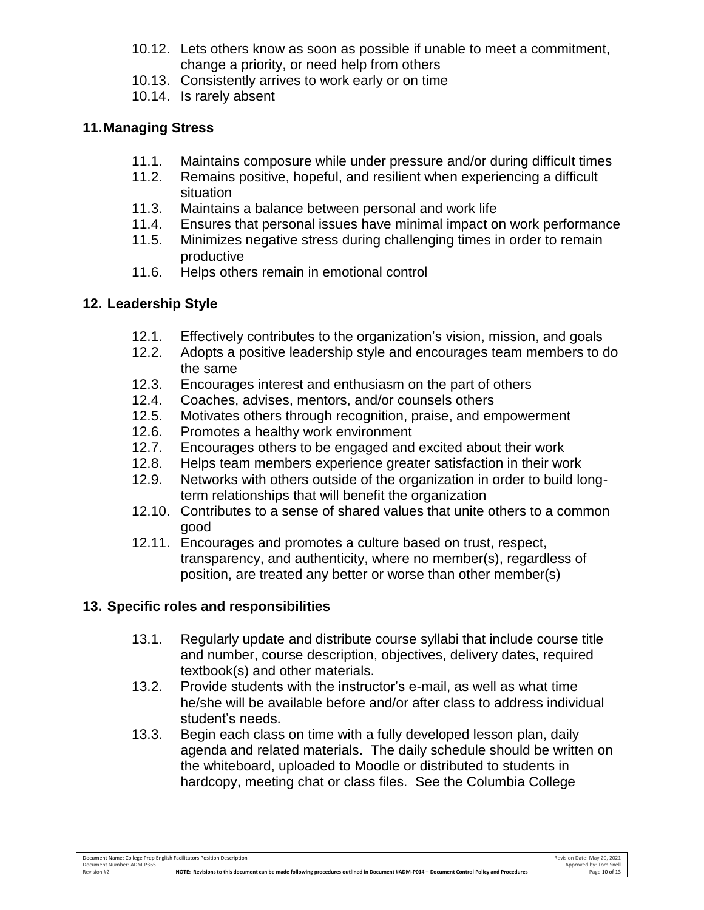10.12. Lets others know as soon as possible if unable to meet a commitment, change a priority, or need help from others
10.13. Consistently arrives to work early or on time
10.14. Is rarely absent

## 11. Managing Stress

11.1. Maintains composure while under pressure and/or during difficult times
11.2. Remains positive, hopeful, and resilient when experiencing a difficult situation
11.3. Maintains a balance between personal and work life
11.4. Ensures that personal issues have minimal impact on work performance
11.5. Minimizes negative stress during challenging times in order to remain productive
11.6. Helps others remain in emotional control

## 12. Leadership Style

12.1. Effectively contributes to the organization's vision, mission, and goals
12.2. Adopts a positive leadership style and encourages team members to do the same
12.3. Encourages interest and enthusiasm on the part of others
12.4. Coaches, advises, mentors, and/or counsels others
12.5. Motivates others through recognition, praise, and empowerment
12.6. Promotes a healthy work environment
12.7. Encourages others to be engaged and excited about their work
12.8. Helps team members experience greater satisfaction in their work
12.9. Networks with others outside of the organization in order to build long-term relationships that will benefit the organization
12.10. Contributes to a sense of shared values that unite others to a common good
12.11. Encourages and promotes a culture based on trust, respect, transparency, and authenticity, where no member(s), regardless of position, are treated any better or worse than other member(s)

## 13. Specific roles and responsibilities

13.1. Regularly update and distribute course syllabi that include course title and number, course description, objectives, delivery dates, required textbook(s) and other materials.
13.2. Provide students with the instructor's e-mail, as well as what time he/she will be available before and/or after class to address individual student's needs.
13.3. Begin each class on time with a fully developed lesson plan, daily agenda and related materials. The daily schedule should be written on the whiteboard, uploaded to Moodle or distributed to students in hardcopy, meeting chat or class files. See the Columbia College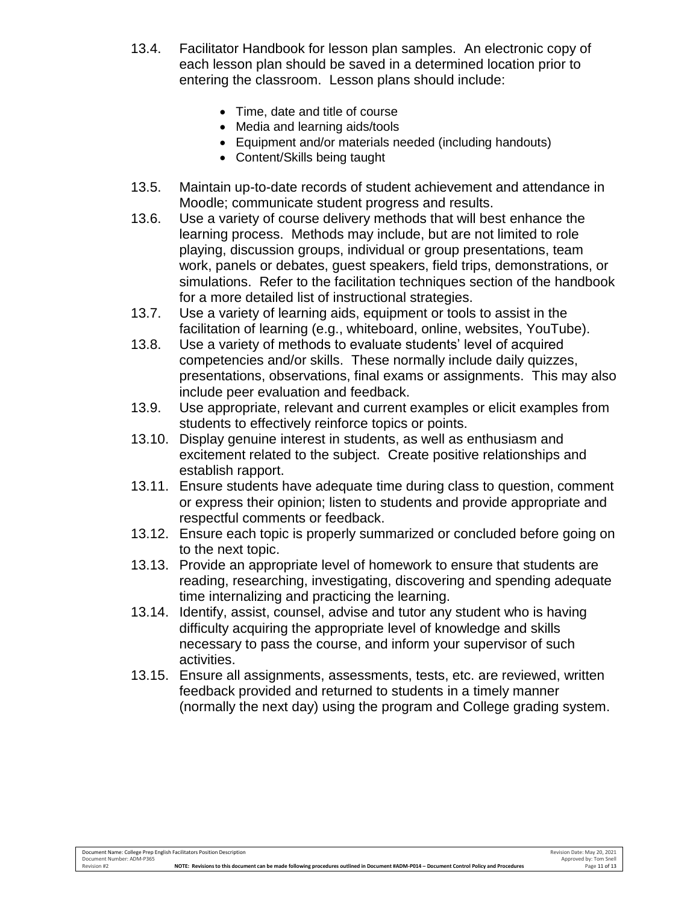13.4. Facilitator Handbook for lesson plan samples. An electronic copy of each lesson plan should be saved in a determined location prior to entering the classroom. Lesson plans should include:

- Time, date and title of course
- Media and learning aids/tools
- Equipment and/or materials needed (including handouts)
- Content/Skills being taught

13.5. Maintain up-to-date records of student achievement and attendance in Moodle; communicate student progress and results.

13.6. Use a variety of course delivery methods that will best enhance the learning process. Methods may include, but are not limited to role playing, discussion groups, individual or group presentations, team work, panels or debates, guest speakers, field trips, demonstrations, or simulations. Refer to the facilitation techniques section of the handbook for a more detailed list of instructional strategies.

13.7. Use a variety of learning aids, equipment or tools to assist in the facilitation of learning (e.g., whiteboard, online, websites, YouTube).

13.8. Use a variety of methods to evaluate students' level of acquired competencies and/or skills. These normally include daily quizzes, presentations, observations, final exams or assignments. This may also include peer evaluation and feedback.

13.9. Use appropriate, relevant and current examples or elicit examples from students to effectively reinforce topics or points.

13.10. Display genuine interest in students, as well as enthusiasm and excitement related to the subject. Create positive relationships and establish rapport.

13.11. Ensure students have adequate time during class to question, comment or express their opinion; listen to students and provide appropriate and respectful comments or feedback.

13.12. Ensure each topic is properly summarized or concluded before going on to the next topic.

13.13. Provide an appropriate level of homework to ensure that students are reading, researching, investigating, discovering and spending adequate time internalizing and practicing the learning.

13.14. Identify, assist, counsel, advise and tutor any student who is having difficulty acquiring the appropriate level of knowledge and skills necessary to pass the course, and inform your supervisor of such activities.

13.15. Ensure all assignments, assessments, tests, etc. are reviewed, written feedback provided and returned to students in a timely manner (normally the next day) using the program and College grading system.